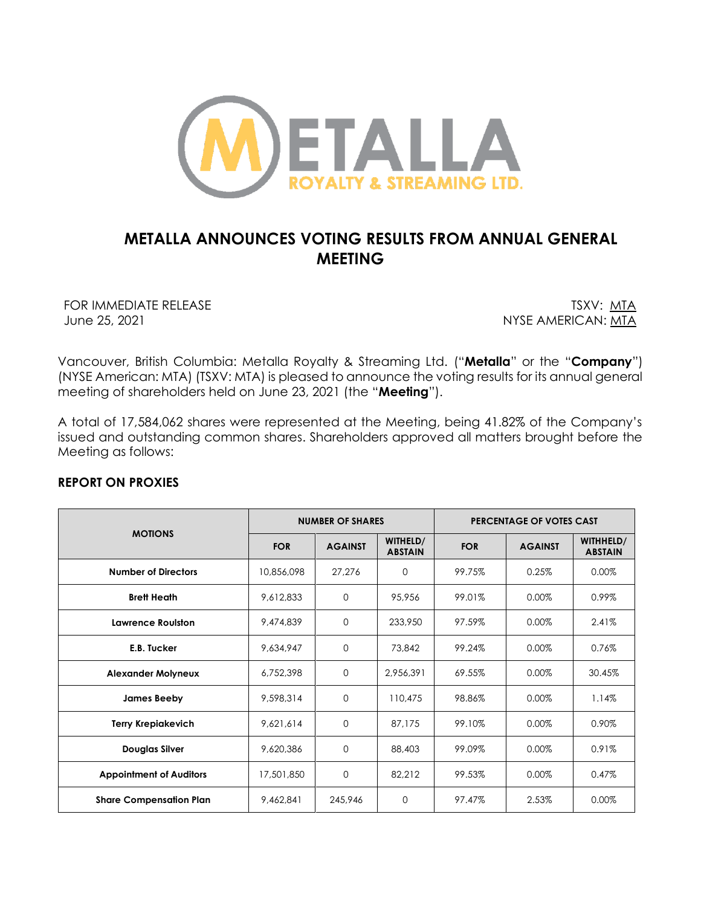METALLA ROYALTY & STREAMING LTD.

# METALLA ANNOUNCES VOTING RESULTS FROM ANNUAL GENERAL MEETING

FOR IMMEDIATE RELEASE
June 25, 2021

TSXV: MTA
NYSE AMERICAN: MTA

Vancouver, British Columbia: Metalla Royalty & Streaming Ltd. ("**Metalla**" or the "**Company**") (NYSE American: MTA) (TSXV: MTA) is pleased to announce the voting results for its annual general meeting of shareholders held on June 23, 2021 (the "**Meeting**").

A total of 17,584,062 shares were represented at the Meeting, being 41.82% of the Company's issued and outstanding common shares. Shareholders approved all matters brought before the Meeting as follows:

## REPORT ON PROXIES

| MOTIONS | NUMBER OF SHARES | | | PERCENTAGE OF VOTES CAST | | |
|---|---|---|---|---|---|---|
| | FOR | AGAINST | WITHELD/ ABSTAIN | FOR | AGAINST | WITHHELD/ ABSTAIN |
| **Number of Directors** | 10,856,098 | 27,276 | 0 | 99.75% | 0.25% | 0.00% |
| **Brett Heath** | 9,612,833 | 0 | 95,956 | 99.01% | 0.00% | 0.99% |
| **Lawrence Roulston** | 9,474,839 | 0 | 233,950 | 97.59% | 0.00% | 2.41% |
| **E.B. Tucker** | 9,634,947 | 0 | 73,842 | 99.24% | 0.00% | 0.76% |
| **Alexander Molyneux** | 6,752,398 | 0 | 2,956,391 | 69.55% | 0.00% | 30.45% |
| **James Beeby** | 9,598,314 | 0 | 110,475 | 98.86% | 0.00% | 1.14% |
| **Terry Krepiakevich** | 9,621,614 | 0 | 87,175 | 99.10% | 0.00% | 0.90% |
| **Douglas Silver** | 9,620,386 | 0 | 88,403 | 99.09% | 0.00% | 0.91% |
| **Appointment of Auditors** | 17,501,850 | 0 | 82,212 | 99.53% | 0.00% | 0.47% |
| **Share Compensation Plan** | 9,462,841 | 245,946 | 0 | 97.47% | 2.53% | 0.00% |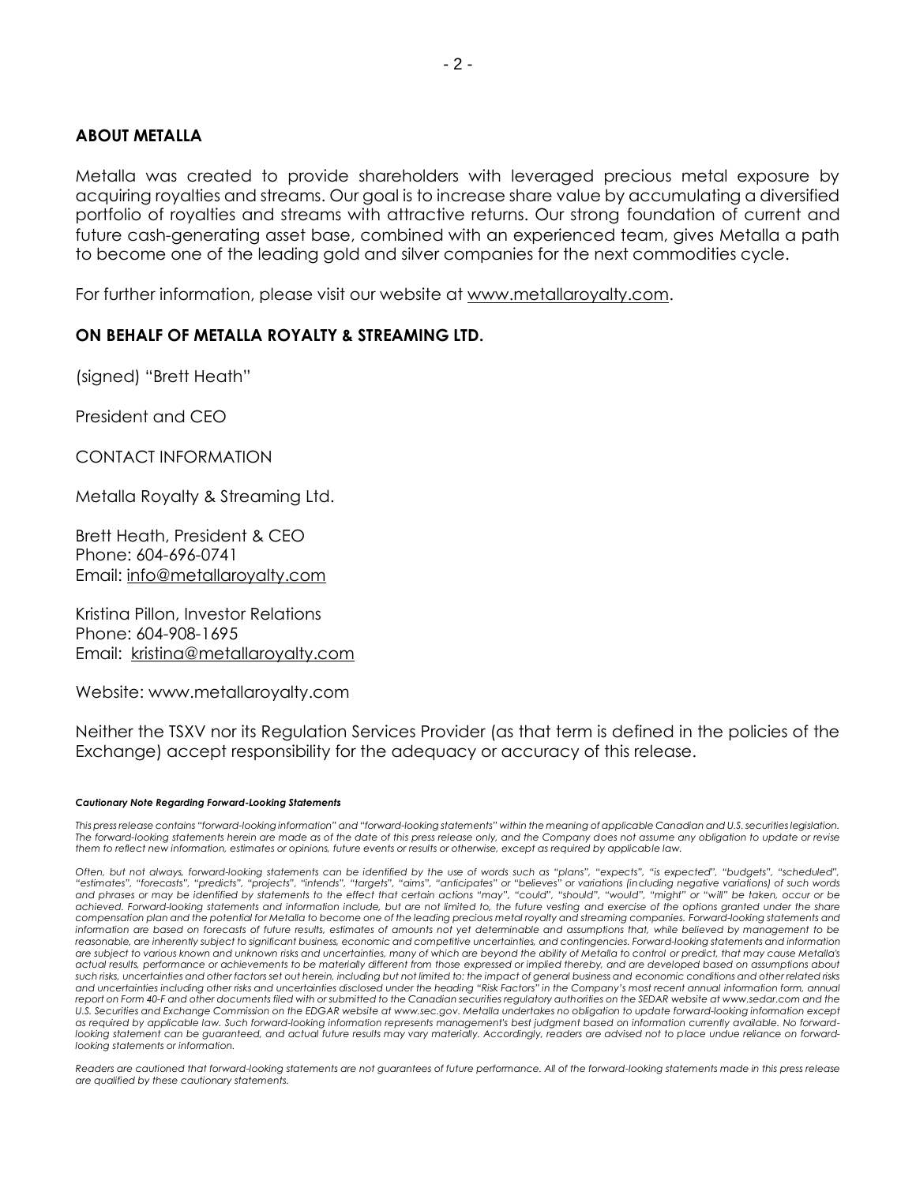## ABOUT METALLA

Metalla was created to provide shareholders with leveraged precious metal exposure by acquiring royalties and streams. Our goal is to increase share value by accumulating a diversified portfolio of royalties and streams with attractive returns. Our strong foundation of current and future cash-generating asset base, combined with an experienced team, gives Metalla a path to become one of the leading gold and silver companies for the next commodities cycle.

For further information, please visit our website at www.metallaroyalty.com.

**ON BEHALF OF METALLA ROYALTY & STREAMING LTD.**

(signed) "Brett Heath"

President and CEO

CONTACT INFORMATION

Metalla Royalty & Streaming Ltd.

Brett Heath, President & CEO
Phone: 604-696-0741
Email: info@metallaroyalty.com

Kristina Pillon, Investor Relations
Phone: 604-908-1695
Email: kristina@metallaroyalty.com

Website: www.metallaroyalty.com

Neither the TSXV nor its Regulation Services Provider (as that term is defined in the policies of the Exchange) accept responsibility for the adequacy or accuracy of this release.

***Cautionary Note Regarding Forward-Looking Statements***

*This press release contains "forward-looking information" and "forward-looking statements" within the meaning of applicable Canadian and U.S. securities legislation. The forward-looking statements herein are made as of the date of this press release only, and the Company does not assume any obligation to update or revise them to reflect new information, estimates or opinions, future events or results or otherwise, except as required by applicable law.*

*Often, but not always, forward-looking statements can be identified by the use of words such as "plans", "expects", "is expected", "budgets", "scheduled", "estimates", "forecasts", "predicts", "projects", "intends", "targets", "aims", "anticipates" or "believes" or variations (including negative variations) of such words and phrases or may be identified by statements to the effect that certain actions "may", "could", "should", "would", "might" or "will" be taken, occur or be achieved. Forward-looking statements and information include, but are not limited to, the future vesting and exercise of the options granted under the share compensation plan and the potential for Metalla to become one of the leading precious metal royalty and streaming companies. Forward-looking statements and information are based on forecasts of future results, estimates of amounts not yet determinable and assumptions that, while believed by management to be reasonable, are inherently subject to significant business, economic and competitive uncertainties, and contingencies. Forward-looking statements and information are subject to various known and unknown risks and uncertainties, many of which are beyond the ability of Metalla to control or predict, that may cause Metalla's actual results, performance or achievements to be materially different from those expressed or implied thereby, and are developed based on assumptions about such risks, uncertainties and other factors set out herein, including but not limited to: the impact of general business and economic conditions and other related risks and uncertainties including other risks and uncertainties disclosed under the heading "Risk Factors" in the Company's most recent annual information form, annual report on Form 40-F and other documents filed with or submitted to the Canadian securities regulatory authorities on the SEDAR website at www.sedar.com and the U.S. Securities and Exchange Commission on the EDGAR website at www.sec.gov. Metalla undertakes no obligation to update forward-looking information except as required by applicable law. Such forward-looking information represents management's best judgment based on information currently available. No forward-looking statement can be guaranteed, and actual future results may vary materially. Accordingly, readers are advised not to place undue reliance on forward-looking statements or information.*

*Readers are cautioned that forward-looking statements are not guarantees of future performance. All of the forward-looking statements made in this press release are qualified by these cautionary statements.*